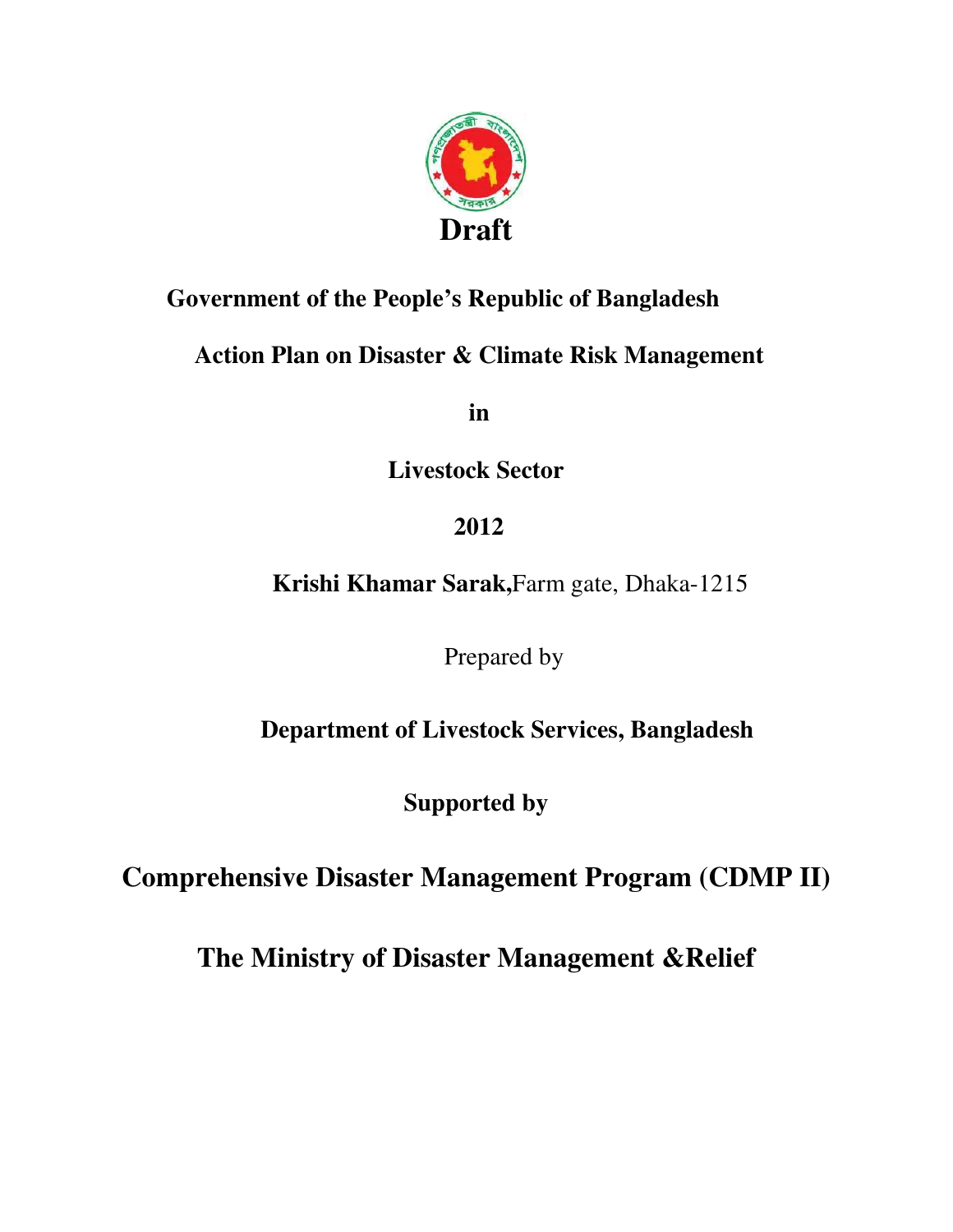**Draft**

**Government of the People's Republic of Bangladesh**

**Action Plan on Disaster & Climate Risk Management**

**in**

**Livestock Sector**

**2012**

**Krishi Khamar Sarak,**Farm gate, Dhaka-1215

Prepared by

**Department of Livestock Services, Bangladesh**

**Supported by**

**Comprehensive Disaster Management Program (CDMP II)**

**The Ministry of Disaster Management &Relief**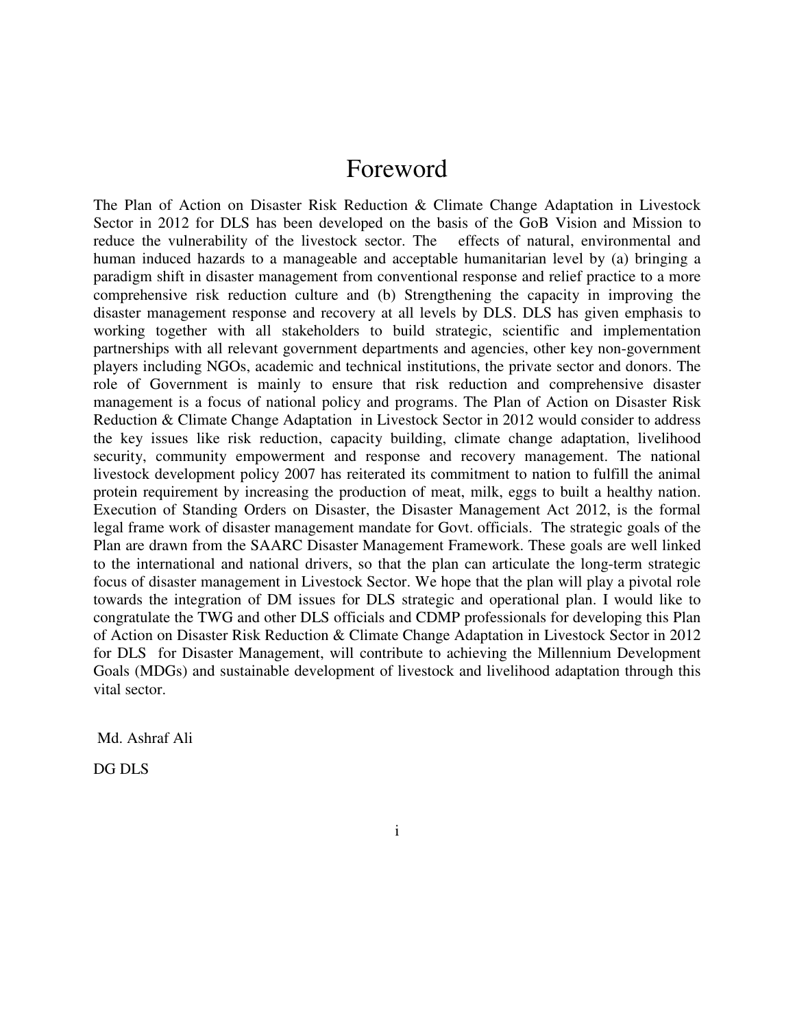# Foreword

The Plan of Action on Disaster Risk Reduction & Climate Change Adaptation in Livestock Sector in 2012 for DLS has been developed on the basis of the GoB Vision and Mission to reduce the vulnerability of the livestock sector. The effects of natural, environmental and human induced hazards to a manageable and acceptable humanitarian level by (a) bringing a paradigm shift in disaster management from conventional response and relief practice to a more comprehensive risk reduction culture and (b) Strengthening the capacity in improving the disaster management response and recovery at all levels by DLS. DLS has given emphasis to working together with all stakeholders to build strategic, scientific and implementation partnerships with all relevant government departments and agencies, other key non-government players including NGOs, academic and technical institutions, the private sector and donors. The role of Government is mainly to ensure that risk reduction and comprehensive disaster management is a focus of national policy and programs. The Plan of Action on Disaster Risk Reduction & Climate Change Adaptation in Livestock Sector in 2012 would consider to address the key issues like risk reduction, capacity building, climate change adaptation, livelihood security, community empowerment and response and recovery management. The national livestock development policy 2007 has reiterated its commitment to nation to fulfill the animal protein requirement by increasing the production of meat, milk, eggs to built a healthy nation. Execution of Standing Orders on Disaster, the Disaster Management Act 2012, is the formal legal frame work of disaster management mandate for Govt. officials. The strategic goals of the Plan are drawn from the SAARC Disaster Management Framework. These goals are well linked to the international and national drivers, so that the plan can articulate the long-term strategic focus of disaster management in Livestock Sector. We hope that the plan will play a pivotal role towards the integration of DM issues for DLS strategic and operational plan. I would like to congratulate the TWG and other DLS officials and CDMP professionals for developing this Plan of Action on Disaster Risk Reduction & Climate Change Adaptation in Livestock Sector in 2012 for DLS for Disaster Management, will contribute to achieving the Millennium Development Goals (MDGs) and sustainable development of livestock and livelihood adaptation through this vital sector.

Md. Ashraf Ali

DG DLS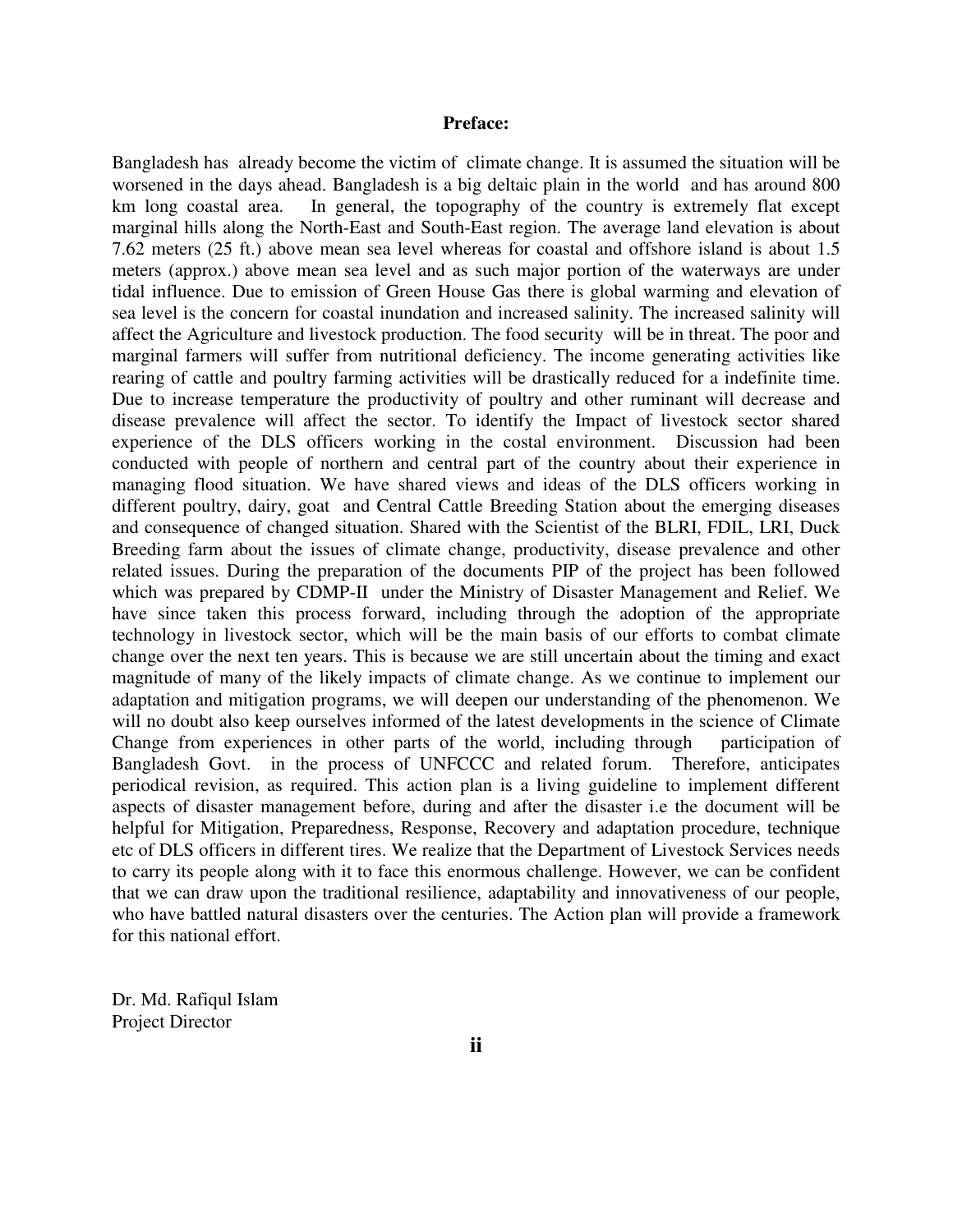**Preface:**

Bangladesh has already become the victim of climate change. It is assumed the situation will be worsened in the days ahead. Bangladesh is a big deltaic plain in the world and has around 800 km long coastal area. In general, the topography of the country is extremely flat except marginal hills along the North-East and South-East region. The average land elevation is about 7.62 meters (25 ft.) above mean sea level whereas for coastal and offshore island is about 1.5 meters (approx.) above mean sea level and as such major portion of the waterways are under tidal influence. Due to emission of Green House Gas there is global warming and elevation of sea level is the concern for coastal inundation and increased salinity. The increased salinity will affect the Agriculture and livestock production. The food security will be in threat. The poor and marginal farmers will suffer from nutritional deficiency. The income generating activities like rearing of cattle and poultry farming activities will be drastically reduced for a indefinite time. Due to increase temperature the productivity of poultry and other ruminant will decrease and disease prevalence will affect the sector. To identify the Impact of livestock sector shared experience of the DLS officers working in the costal environment. Discussion had been conducted with people of northern and central part of the country about their experience in managing flood situation. We have shared views and ideas of the DLS officers working in different poultry, dairy, goat and Central Cattle Breeding Station about the emerging diseases and consequence of changed situation. Shared with the Scientist of the BLRI, FDIL, LRI, Duck Breeding farm about the issues of climate change, productivity, disease prevalence and other related issues. During the preparation of the documents PIP of the project has been followed which was prepared by CDMP-II under the Ministry of Disaster Management and Relief. We have since taken this process forward, including through the adoption of the appropriate technology in livestock sector, which will be the main basis of our efforts to combat climate change over the next ten years. This is because we are still uncertain about the timing and exact magnitude of many of the likely impacts of climate change. As we continue to implement our adaptation and mitigation programs, we will deepen our understanding of the phenomenon. We will no doubt also keep ourselves informed of the latest developments in the science of Climate Change from experiences in other parts of the world, including through participation of Bangladesh Govt. in the process of UNFCCC and related forum. Therefore, anticipates periodical revision, as required. This action plan is a living guideline to implement different aspects of disaster management before, during and after the disaster i.e the document will be helpful for Mitigation, Preparedness, Response, Recovery and adaptation procedure, technique etc of DLS officers in different tires. We realize that the Department of Livestock Services needs to carry its people along with it to face this enormous challenge. However, we can be confident that we can draw upon the traditional resilience, adaptability and innovativeness of our people, who have battled natural disasters over the centuries. The Action plan will provide a framework for this national effort.

Dr. Md. Rafiqul Islam  
Project Director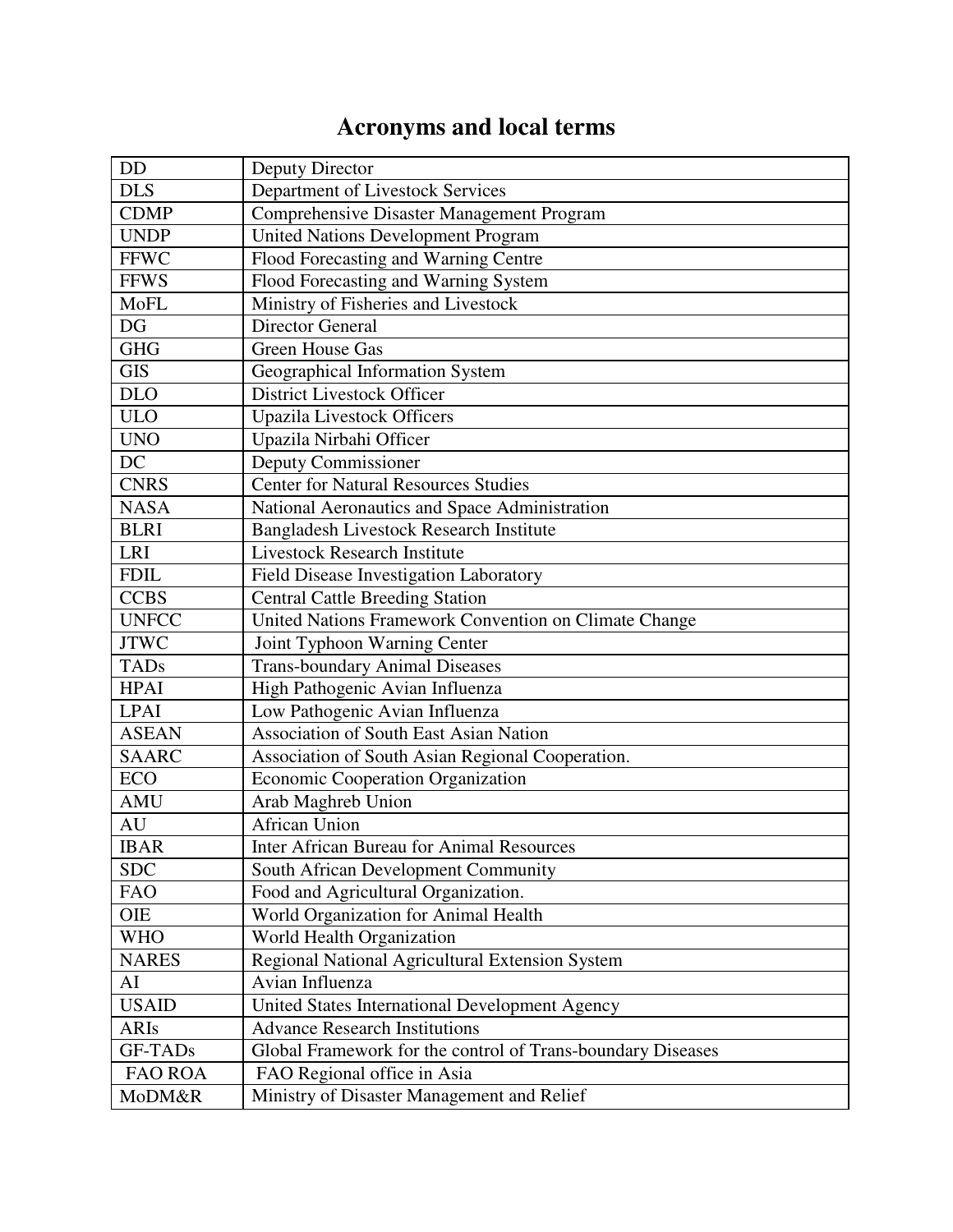# Acronyms and local terms

| | |
|---|---|
| DD | Deputy Director |
| DLS | Department of Livestock Services |
| CDMP | Comprehensive Disaster Management Program |
| UNDP | United Nations Development Program |
| FFWC | Flood Forecasting and Warning Centre |
| FFWS | Flood Forecasting and Warning System |
| MoFL | Ministry of Fisheries and Livestock |
| DG | Director General |
| GHG | Green House Gas |
| GIS | Geographical Information System |
| DLO | District Livestock Officer |
| ULO | Upazila Livestock Officers |
| UNO | Upazila Nirbahi Officer |
| DC | Deputy Commissioner |
| CNRS | Center for Natural Resources Studies |
| NASA | National Aeronautics and Space Administration |
| BLRI | Bangladesh Livestock Research Institute |
| LRI | Livestock Research Institute |
| FDIL | Field Disease Investigation Laboratory |
| CCBS | Central Cattle Breeding Station |
| UNFCC | United Nations Framework Convention on Climate Change |
| JTWC | Joint Typhoon Warning Center |
| TADs | Trans-boundary Animal Diseases |
| HPAI | High Pathogenic Avian Influenza |
| LPAI | Low Pathogenic Avian Influenza |
| ASEAN | Association of South East Asian Nation |
| SAARC | Association of South Asian Regional Cooperation. |
| ECO | Economic Cooperation Organization |
| AMU | Arab Maghreb Union |
| AU | African Union |
| IBAR | Inter African Bureau for Animal Resources |
| SDC | South African Development Community |
| FAO | Food and Agricultural Organization. |
| OIE | World Organization for Animal Health |
| WHO | World Health Organization |
| NARES | Regional National Agricultural Extension System |
| AI | Avian Influenza |
| USAID | United States International Development Agency |
| ARIs | Advance Research Institutions |
| GF-TADs | Global Framework for the control of Trans-boundary Diseases |
| FAO ROA | FAO Regional office in Asia |
| MoDM&R | Ministry of Disaster Management and Relief |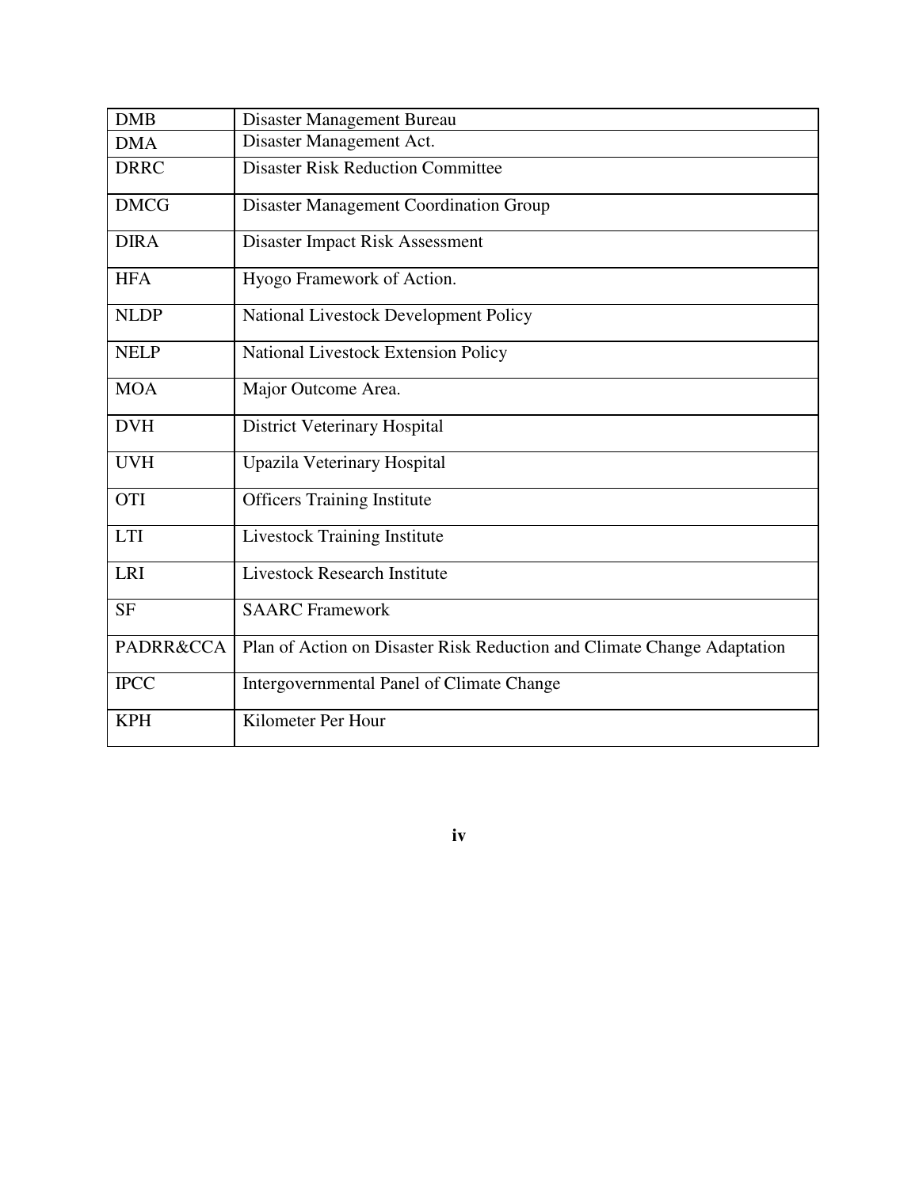| DMB | Disaster Management Bureau |
|---|---|
| DMA | Disaster Management Act. |
| DRRC | Disaster Risk Reduction Committee |
| DMCG | Disaster Management Coordination Group |
| DIRA | Disaster Impact Risk Assessment |
| HFA | Hyogo Framework of Action. |
| NLDP | National Livestock Development Policy |
| NELP | National Livestock Extension Policy |
| MOA | Major Outcome Area. |
| DVH | District Veterinary Hospital |
| UVH | Upazila Veterinary Hospital |
| OTI | Officers Training Institute |
| LTI | Livestock Training Institute |
| LRI | Livestock Research Institute |
| SF | SAARC Framework |
| PADRR&CCA | Plan of Action on Disaster Risk Reduction and Climate Change Adaptation |
| IPCC | Intergovernmental Panel of Climate Change |
| KPH | Kilometer Per Hour |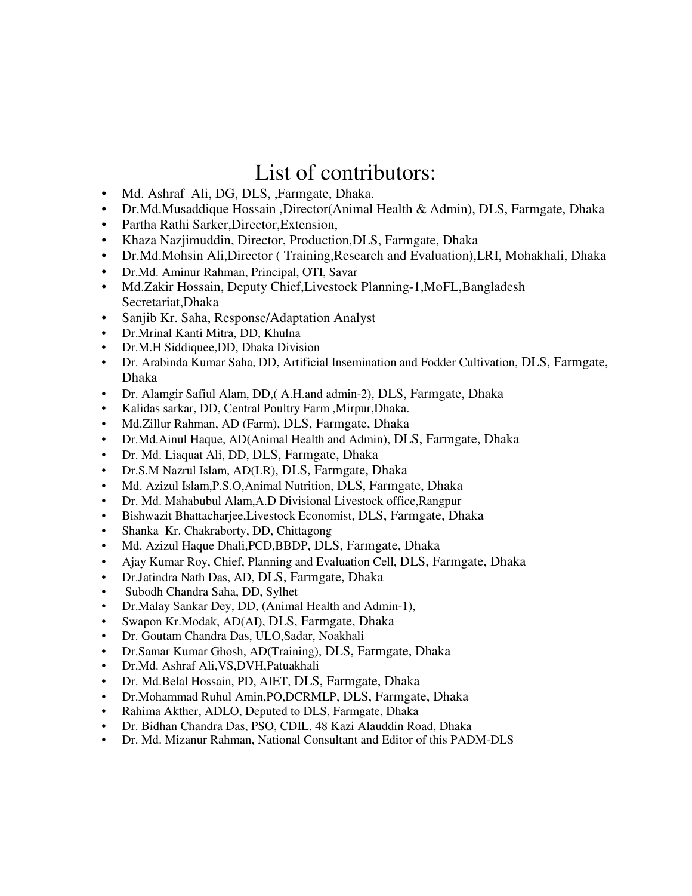# List of contributors:

- Md. Ashraf Ali, DG, DLS, ,Farmgate, Dhaka.
- Dr.Md.Musaddique Hossain ,Director(Animal Health & Admin), DLS, Farmgate, Dhaka
- Partha Rathi Sarker,Director,Extension,
- Khaza Nazjimuddin, Director, Production,DLS, Farmgate, Dhaka
- Dr.Md.Mohsin Ali,Director ( Training,Research and Evaluation),LRI, Mohakhali, Dhaka
- Dr.Md. Aminur Rahman, Principal, OTI, Savar
- Md.Zakir Hossain, Deputy Chief,Livestock Planning-1,MoFL,Bangladesh Secretariat,Dhaka
- Sanjib Kr. Saha, Response/Adaptation Analyst
- Dr.Mrinal Kanti Mitra, DD, Khulna
- Dr.M.H Siddiquee,DD, Dhaka Division
- Dr. Arabinda Kumar Saha, DD, Artificial Insemination and Fodder Cultivation, DLS, Farmgate, Dhaka
- Dr. Alamgir Safiul Alam, DD,( A.H.and admin-2), DLS, Farmgate, Dhaka
- Kalidas sarkar, DD, Central Poultry Farm ,Mirpur,Dhaka.
- Md.Zillur Rahman, AD (Farm), DLS, Farmgate, Dhaka
- Dr.Md.Ainul Haque, AD(Animal Health and Admin), DLS, Farmgate, Dhaka
- Dr. Md. Liaquat Ali, DD, DLS, Farmgate, Dhaka
- Dr.S.M Nazrul Islam, AD(LR), DLS, Farmgate, Dhaka
- Md. Azizul Islam,P.S.O,Animal Nutrition, DLS, Farmgate, Dhaka
- Dr. Md. Mahabubul Alam,A.D Divisional Livestock office,Rangpur
- Bishwazit Bhattacharjee,Livestock Economist, DLS, Farmgate, Dhaka
- Shanka Kr. Chakraborty, DD, Chittagong
- Md. Azizul Haque Dhali,PCD,BBDP, DLS, Farmgate, Dhaka
- Ajay Kumar Roy, Chief, Planning and Evaluation Cell, DLS, Farmgate, Dhaka
- Dr.Jatindra Nath Das, AD, DLS, Farmgate, Dhaka
- Subodh Chandra Saha, DD, Sylhet
- Dr.Malay Sankar Dey, DD, (Animal Health and Admin-1),
- Swapon Kr.Modak, AD(AI), DLS, Farmgate, Dhaka
- Dr. Goutam Chandra Das, ULO,Sadar, Noakhali
- Dr.Samar Kumar Ghosh, AD(Training), DLS, Farmgate, Dhaka
- Dr.Md. Ashraf Ali,VS,DVH,Patuakhali
- Dr. Md.Belal Hossain, PD, AIET, DLS, Farmgate, Dhaka
- Dr.Mohammad Ruhul Amin,PO,DCRMLP, DLS, Farmgate, Dhaka
- Rahima Akther, ADLO, Deputed to DLS, Farmgate, Dhaka
- Dr. Bidhan Chandra Das, PSO, CDIL. 48 Kazi Alauddin Road, Dhaka
- Dr. Md. Mizanur Rahman, National Consultant and Editor of this PADM-DLS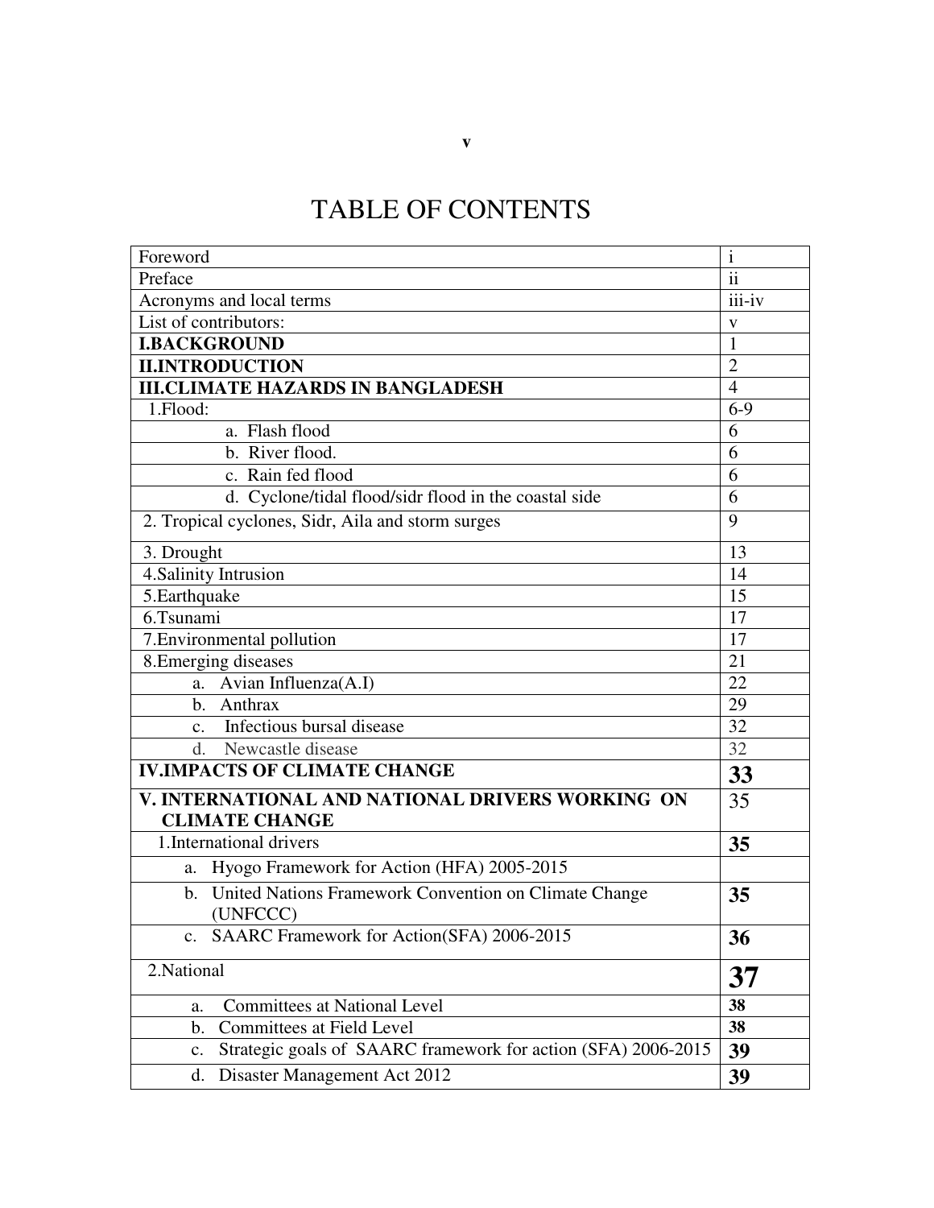# TABLE OF CONTENTS

| | |
|---|---|
| Foreword | i |
| Preface | ii |
| Acronyms and local terms | iii-iv |
| List of contributors: | v |
| **I.BACKGROUND** | 1 |
| **II.INTRODUCTION** | 2 |
| **III.CLIMATE HAZARDS IN BANGLADESH** | 4 |
| 1.Flood: | 6-9 |
| a. Flash flood | 6 |
| b. River flood. | 6 |
| c. Rain fed flood | 6 |
| d. Cyclone/tidal flood/sidr flood in the coastal side | 6 |
| 2. Tropical cyclones, Sidr, Aila and storm surges | 9 |
| 3. Drought | 13 |
| 4.Salinity Intrusion | 14 |
| 5.Earthquake | 15 |
| 6.Tsunami | 17 |
| 7.Environmental pollution | 17 |
| 8.Emerging diseases | 21 |
| a. Avian Influenza(A.I) | 22 |
| b. Anthrax | 29 |
| c. Infectious bursal disease | 32 |
| d. Newcastle disease | 32 |
| **IV.IMPACTS OF CLIMATE CHANGE** | **33** |
| **V. INTERNATIONAL AND NATIONAL DRIVERS WORKING ON CLIMATE CHANGE** | 35 |
| 1.International drivers | **35** |
| a. Hyogo Framework for Action (HFA) 2005-2015 | |
| b. United Nations Framework Convention on Climate Change (UNFCCC) | **35** |
| c. SAARC Framework for Action(SFA) 2006-2015 | **36** |
| 2.National | **37** |
| a. Committees at National Level | **38** |
| b. Committees at Field Level | **38** |
| c. Strategic goals of SAARC framework for action (SFA) 2006-2015 | **39** |
| d. Disaster Management Act 2012 | **39** |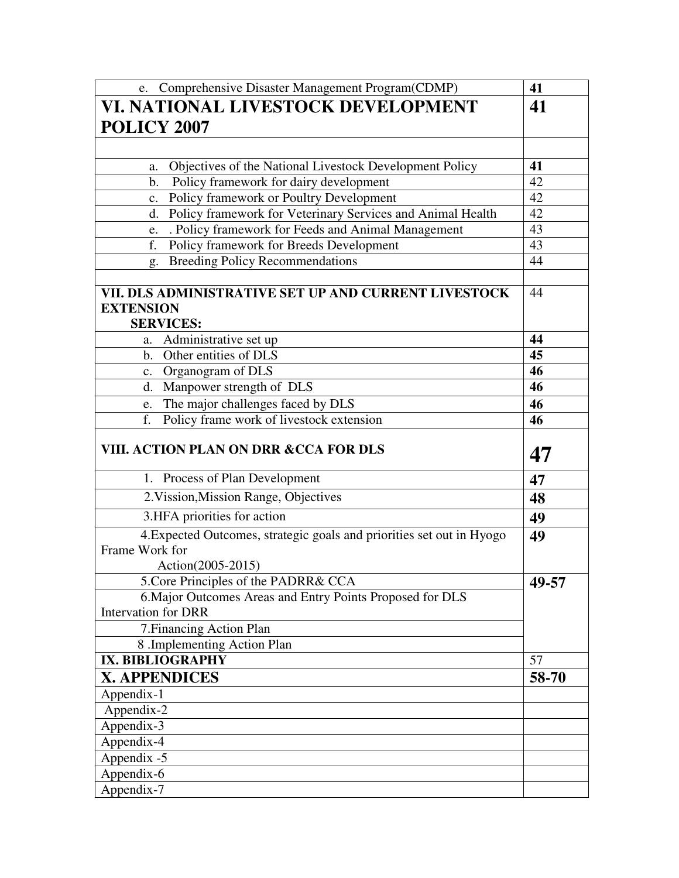| | |
|---|---|
| e. Comprehensive Disaster Management Program(CDMP) | **41** |
| **VI. NATIONAL LIVESTOCK DEVELOPMENT POLICY 2007** | **41** |
| | |
| a. Objectives of the National Livestock Development Policy | **41** |
| b. Policy framework for dairy development | 42 |
| c. Policy framework or Poultry Development | 42 |
| d. Policy framework for Veterinary Services and Animal Health | 42 |
| e. . Policy framework for Feeds and Animal Management | 43 |
| f. Policy framework for Breeds Development | 43 |
| g. Breeding Policy Recommendations | 44 |
| | |
| **VII. DLS ADMINISTRATIVE SET UP AND CURRENT LIVESTOCK EXTENSION SERVICES:** | 44 |
| a. Administrative set up | **44** |
| b. Other entities of DLS | **45** |
| c. Organogram of DLS | **46** |
| d. Manpower strength of DLS | **46** |
| e. The major challenges faced by DLS | **46** |
| f. Policy frame work of livestock extension | **46** |
| **VIII. ACTION PLAN ON DRR &CCA FOR DLS** | **47** |
| 1. Process of Plan Development | **47** |
| 2.Vission,Mission Range, Objectives | **48** |
| 3.HFA priorities for action | **49** |
| 4.Expected Outcomes, strategic goals and priorities set out in Hyogo Frame Work for Action(2005-2015) | **49** |
| 5.Core Principles of the PADRR& CCA | **49-57** |
| 6.Major Outcomes Areas and Entry Points Proposed for DLS Intervation for DRR | |
| 7.Financing Action Plan | |
| 8 .Implementing Action Plan | |
| **IX. BIBLIOGRAPHY** | 57 |
| **X. APPENDICES** | **58-70** |
| Appendix-1 | |
| Appendix-2 | |
| Appendix-3 | |
| Appendix-4 | |
| Appendix -5 | |
| Appendix-6 | |
| Appendix-7 | |